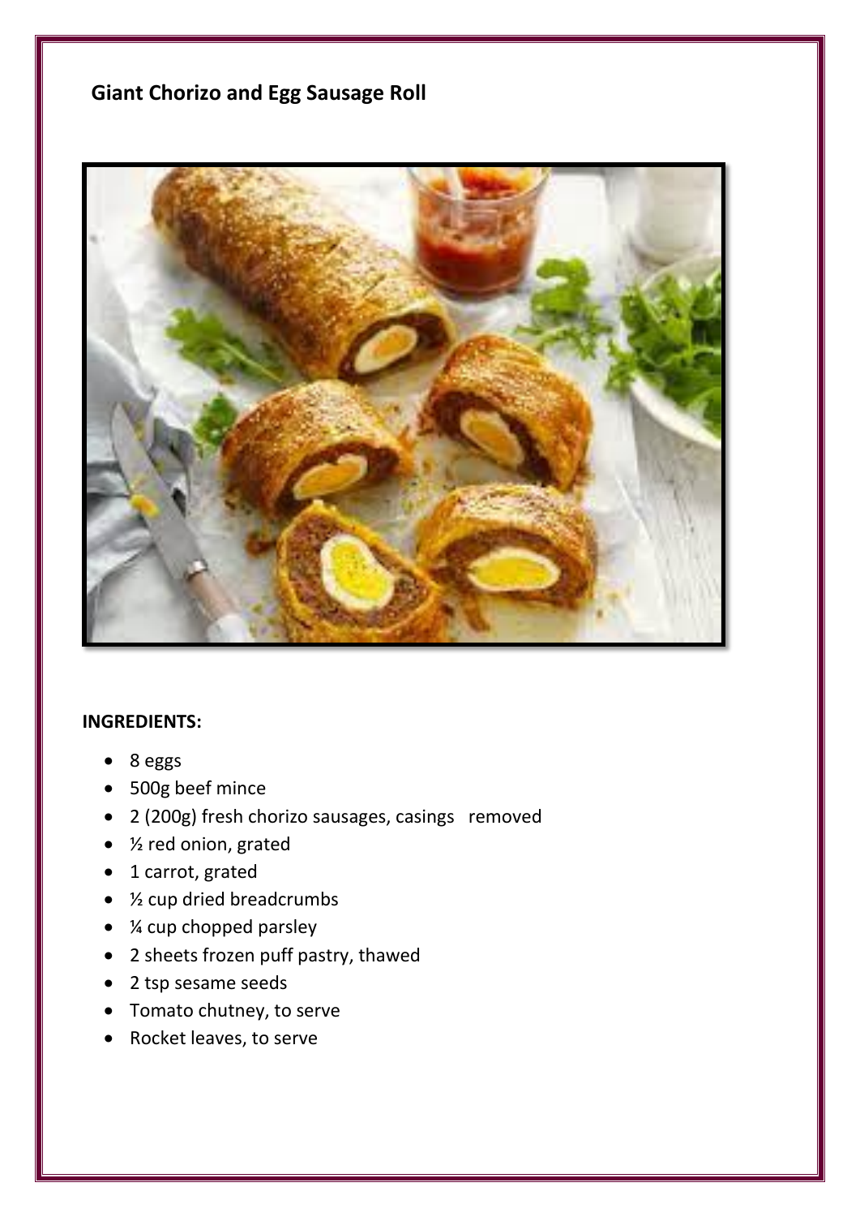# Giant Chorizo and Egg Sausage Roll

**INGREDIENTS:**

- 8 eggs
- 500g beef mince
- 2 (200g) fresh chorizo sausages, casings removed
- ½ red onion, grated
- 1 carrot, grated
- ½ cup dried breadcrumbs
- ¼ cup chopped parsley
- 2 sheets frozen puff pastry, thawed
- 2 tsp sesame seeds
- Tomato chutney, to serve
- Rocket leaves, to serve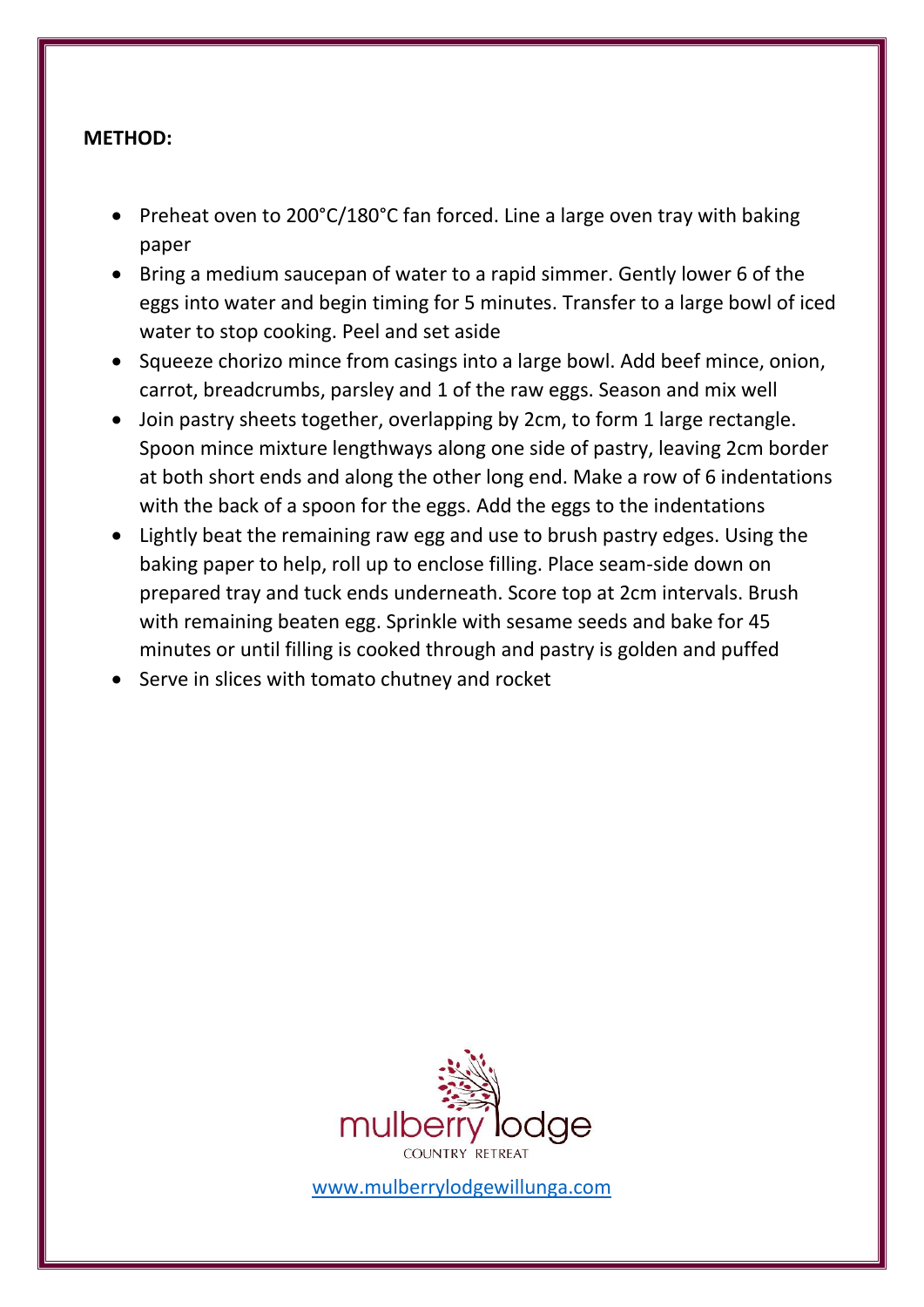**METHOD:**

- Preheat oven to 200°C/180°C fan forced. Line a large oven tray with baking paper
- Bring a medium saucepan of water to a rapid simmer. Gently lower 6 of the eggs into water and begin timing for 5 minutes. Transfer to a large bowl of iced water to stop cooking. Peel and set aside
- Squeeze chorizo mince from casings into a large bowl. Add beef mince, onion, carrot, breadcrumbs, parsley and 1 of the raw eggs. Season and mix well
- Join pastry sheets together, overlapping by 2cm, to form 1 large rectangle. Spoon mince mixture lengthways along one side of pastry, leaving 2cm border at both short ends and along the other long end. Make a row of 6 indentations with the back of a spoon for the eggs. Add the eggs to the indentations
- Lightly beat the remaining raw egg and use to brush pastry edges. Using the baking paper to help, roll up to enclose filling. Place seam-side down on prepared tray and tuck ends underneath. Score top at 2cm intervals. Brush with remaining beaten egg. Sprinkle with sesame seeds and bake for 45 minutes or until filling is cooked through and pastry is golden and puffed
- Serve in slices with tomato chutney and rocket

mulberry lodge
COUNTRY RETREAT

www.mulberrylodgewillunga.com